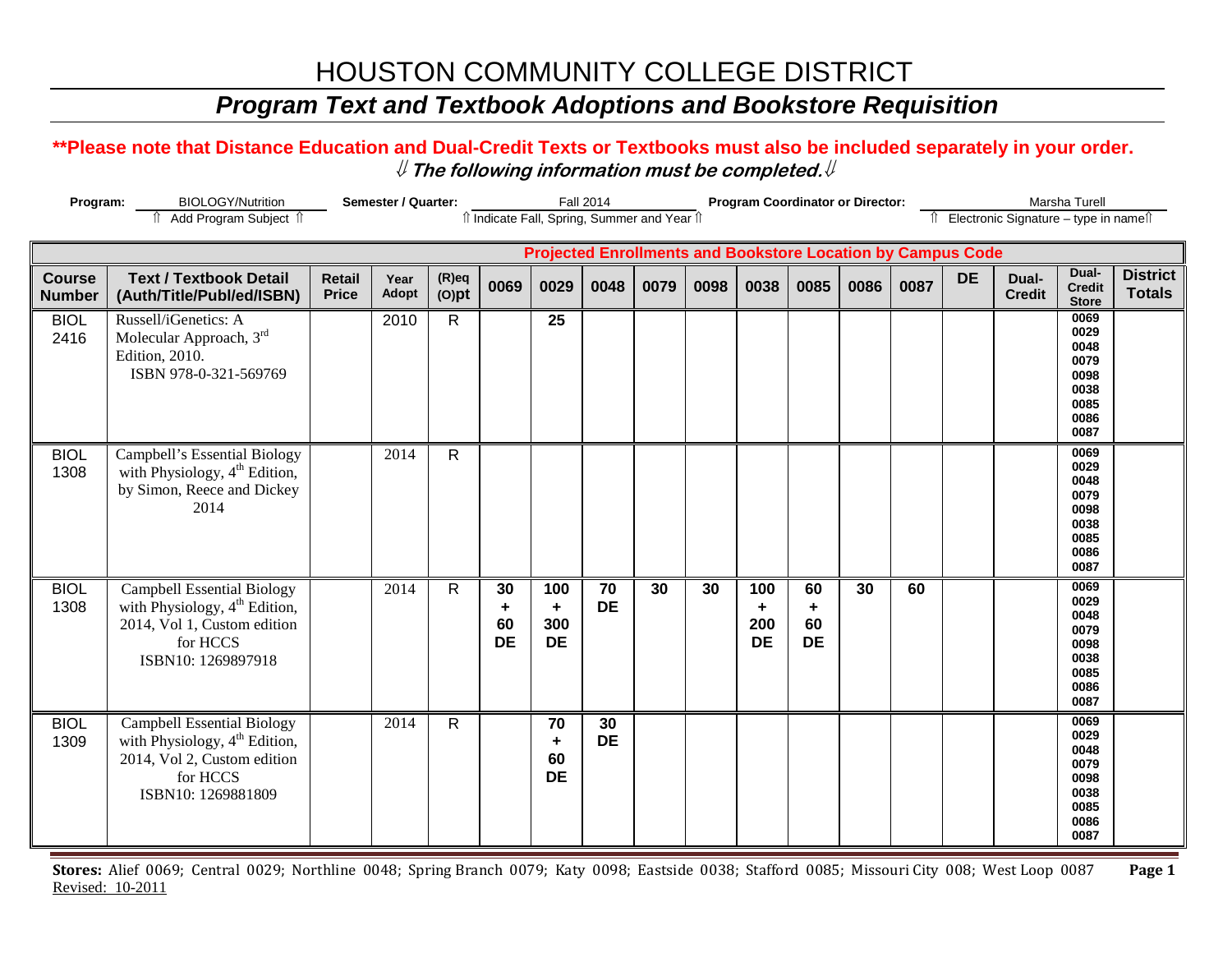# HOUSTON COMMUNITY COLLEGE DISTRICT

## *Program Text and Textbook Adoptions and Bookstore Requisition*

**\*\*Please note that Distance Education and Dual-Credit Texts or Textbooks must also be included separately in your order.**

**⇓ *The following information must be completed.* ⇓**

**Program:** BIOLOGY/Nutrition (⇑ Add Program Subject ⇑) **Semester / Quarter:** Fall 2014 (⇑ Indicate Fall, Spring, Summer and Year ⇑) **Program Coordinator or Director:** Marsha Turell (⇑ Electronic Signature – type in name ⇑)

| | | | | | Projected Enrollments and Bookstore Location by Campus Code | | | | | | | | | | | | |
|---|---|---|---|---|---|---|---|---|---|---|---|---|---|---|---|---|---|
| **Course Number** | **Text / Textbook Detail (Auth/Title/Publ/ed/ISBN)** | **Retail Price** | **Year Adopt** | **(R)eq (O)pt** | **0069** | **0029** | **0048** | **0079** | **0098** | **0038** | **0085** | **0086** | **0087** | **DE** | **Dual-Credit** | **Dual-Credit Store** | **District Totals** |
| BIOL 2416 | Russell/iGenetics: A Molecular Approach, 3rd Edition, 2010. ISBN 978-0-321-569769 | | 2010 | R | | 25 | | | | | | | | | | 0069 0029 0048 0079 0098 0038 0085 0086 0087 | |
| BIOL 1308 | Campbell's Essential Biology with Physiology, 4th Edition, by Simon, Reece and Dickey 2014 | | 2014 | R | | | | | | | | | | | | 0069 0029 0048 0079 0098 0038 0085 0086 0087 | |
| BIOL 1308 | Campbell Essential Biology with Physiology, 4th Edition, 2014, Vol 1, Custom edition for HCCS ISBN10: 1269897918 | | 2014 | R | 30 + 60 DE | 100 + 300 DE | 70 DE | 30 | 30 | 100 + 200 DE | 60 + 60 DE | 30 | 60 | | | 0069 0029 0048 0079 0098 0038 0085 0086 0087 | |
| BIOL 1309 | Campbell Essential Biology with Physiology, 4th Edition, 2014, Vol 2, Custom edition for HCCS ISBN10: 1269881809 | | 2014 | R | | 70 + 60 DE | 30 DE | | | | | | | | | 0069 0029 0048 0079 0098 0038 0085 0086 0087 | |

**Stores:** Alief 0069; Central 0029; Northline 0048; Spring Branch 0079; Katy 0098; Eastside 0038; Stafford 0085; Missouri City 008; West Loop 0087

Revised: 10-2011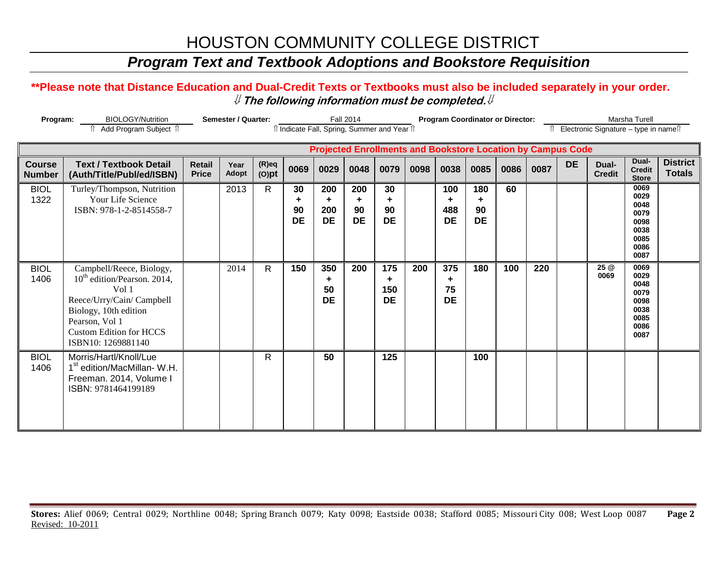# HOUSTON COMMUNITY COLLEGE DISTRICT

## *Program Text and Textbook Adoptions and Bookstore Requisition*

**\*\*Please note that Distance Education and Dual-Credit Texts or Textbooks must also be included separately in your order.**

⇓ ***The following information must be completed.*** ⇓

**Program:** BIOLOGY/Nutrition (⇑ Add Program Subject ⇑) **Semester / Quarter:** Fall 2014 (⇑ Indicate Fall, Spring, Summer and Year ⇑) **Program Coordinator or Director:** Marsha Turell (⇑ Electronic Signature – type in name ⇑)

| | | | | | Projected Enrollments and Bookstore Location by Campus Code | | | | | | | | | | | | |
|---|---|---|---|---|---|---|---|---|---|---|---|---|---|---|---|---|---|
| **Course Number** | **Text / Textbook Detail (Auth/Title/Publ/ed/ISBN)** | **Retail Price** | **Year Adopt** | **(R)eq (O)pt** | **0069** | **0029** | **0048** | **0079** | **0098** | **0038** | **0085** | **0086** | **0087** | **DE** | **Dual-Credit** | **Dual-Credit Store** | **District Totals** |
| BIOL 1322 | Turley/Thompson, Nutrition Your Life Science ISBN: 978-1-2-8514558-7 | | 2013 | R | **30 + 90 DE** | **200 + 200 DE** | **200 + 90 DE** | **30 + 90 DE** | | **100 + 488 DE** | **180 + 90 DE** | **60** | | | | 0069 0029 0048 0079 0098 0038 0085 0086 0087 | |
| BIOL 1406 | Campbell/Reece, Biology, 10[th] edition/Pearson. 2014, Vol 1 Reece/Urry/Cain/ Campbell Biology, 10th edition Pearson, Vol 1 Custom Edition for HCCS ISBN10: 1269881140 | | 2014 | R | **150** | **350 + 50 DE** | **200** | **175 + 150 DE** | **200** | **375 + 75 DE** | **180** | **100** | **220** | | **25 @ 0069** | 0069 0029 0048 0079 0098 0038 0085 0086 0087 | |
| BIOL 1406 | Morris/Hartl/Knoll/Lue 1[st] edition/MacMillan- W.H. Freeman. 2014, Volume I ISBN: 9781464199189 | | | R | | **50** | | **125** | | | **100** | | | | | | |

**Stores:** Alief 0069; Central 0029; Northline 0048; Spring Branch 0079; Katy 0098; Eastside 0038; Stafford 0085; Missouri City 008; West Loop 0087

Revised: 10-2011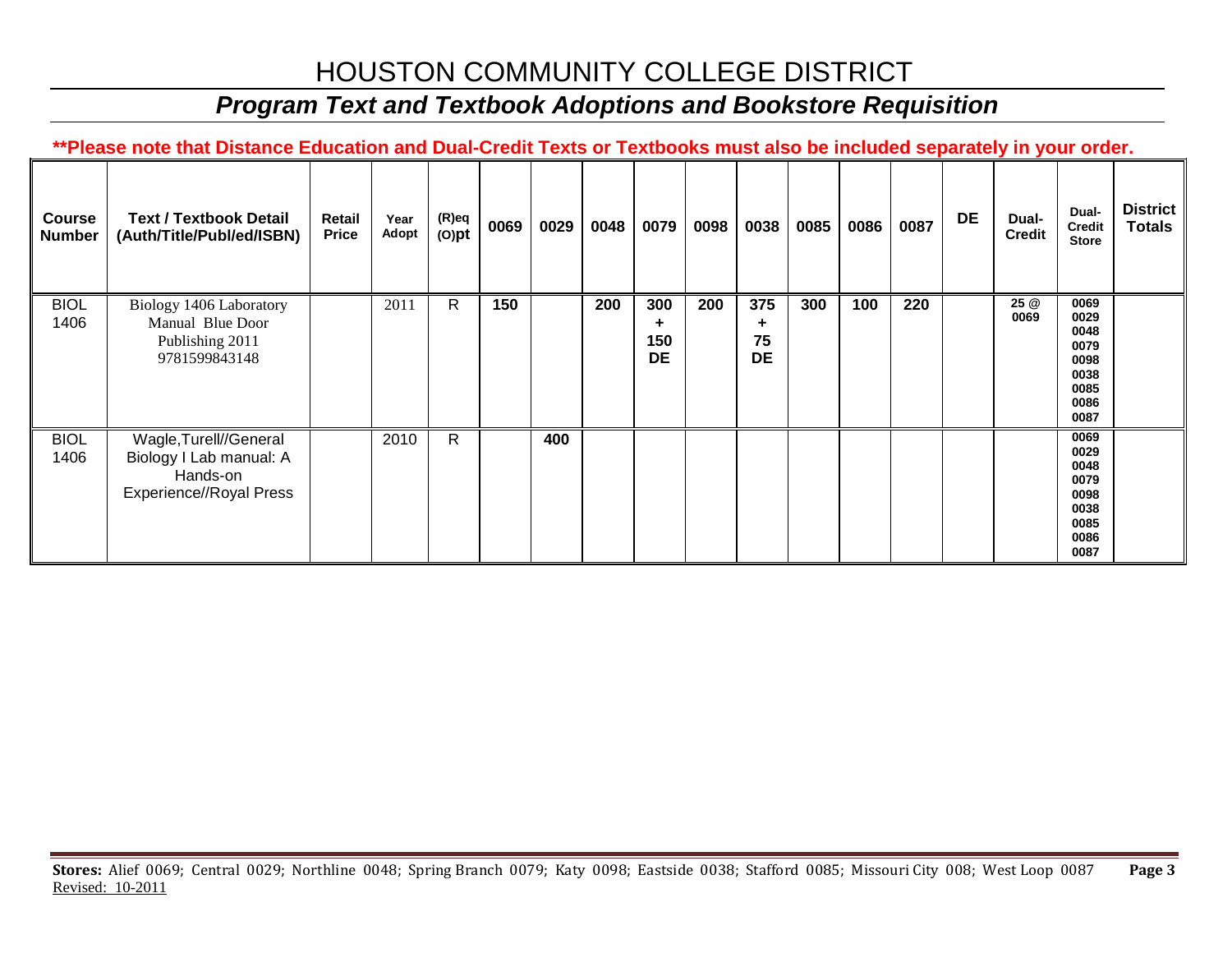# HOUSTON COMMUNITY COLLEGE DISTRICT

## *Program Text and Textbook Adoptions and Bookstore Requisition*

**\*\*Please note that Distance Education and Dual-Credit Texts or Textbooks must also be included separately in your order.**

| Course Number | Text / Textbook Detail (Auth/Title/Publ/ed/ISBN) | Retail Price | Year Adopt | (R)eq (O)pt | 0069 | 0029 | 0048 | 0079 | 0098 | 0038 | 0085 | 0086 | 0087 | DE | Dual-Credit | Dual-Credit Store | District Totals |
|---|---|---|---|---|---|---|---|---|---|---|---|---|---|---|---|---|---|
| BIOL 1406 | Biology 1406 Laboratory Manual Blue Door Publishing 2011 9781599843148 | | 2011 | R | 150 | | 200 | 300 + 150 DE | 200 | 375 + 75 DE | 300 | 100 | 220 | | 25 @ 0069 | 0069 0029 0048 0079 0098 0038 0085 0086 0087 | |
| BIOL 1406 | Wagle,Turell//General Biology I Lab manual: A Hands-on Experience//Royal Press | | 2010 | R | | 400 | | | | | | | | | | 0069 0029 0048 0079 0098 0038 0085 0086 0087 | |

**Stores:** Alief 0069; Central 0029; Northline 0048; Spring Branch 0079; Katy 0098; Eastside 0038; Stafford 0085; Missouri City 008; West Loop 0087

Revised: 10-2011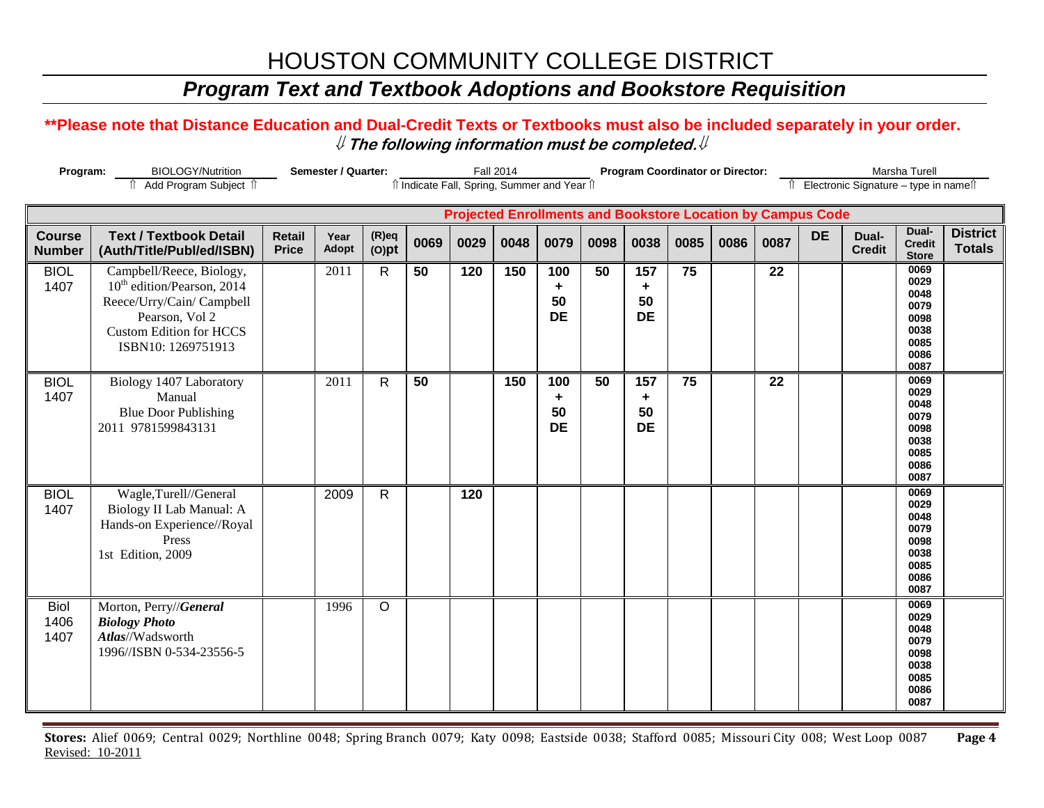# HOUSTON COMMUNITY COLLEGE DISTRICT

## *Program Text and Textbook Adoptions and Bookstore Requisition*

**\*\*Please note that Distance Education and Dual-Credit Texts or Textbooks must also be included separately in your order.**

⇓ ***The following information must be completed.*** ⇓

**Program:** BIOLOGY/Nutrition (⇑ Add Program Subject ⇑) **Semester / Quarter:** Fall 2014 (⇑ Indicate Fall, Spring, Summer and Year ⇑) **Program Coordinator or Director:** Marsha Turell (⇑ Electronic Signature – type in name ⇑)

| | | | | | Projected Enrollments and Bookstore Location by Campus Code | | | | | | | | | | | | |
|---|---|---|---|---|---|---|---|---|---|---|---|---|---|---|---|---|---|
| **Course Number** | **Text / Textbook Detail (Auth/Title/Publ/ed/ISBN)** | **Retail Price** | **Year Adopt** | **(R)eq (O)pt** | **0069** | **0029** | **0048** | **0079** | **0098** | **0038** | **0085** | **0086** | **0087** | **DE** | **Dual-Credit** | **Dual-Credit Store** | **District Totals** |
| BIOL 1407 | Campbell/Reece, Biology, 10th edition/Pearson, 2014 Reece/Urry/Cain/ Campbell Pearson, Vol 2 Custom Edition for HCCS ISBN10: 1269751913 | | 2011 | R | 50 | 120 | 150 | 100 + 50 DE | 50 | 157 + 50 DE | 75 | | 22 | | | 0069 0029 0048 0079 0098 0038 0085 0086 0087 | |
| BIOL 1407 | Biology 1407 Laboratory Manual Blue Door Publishing 2011 9781599843131 | | 2011 | R | 50 | | 150 | 100 + 50 DE | 50 | 157 + 50 DE | 75 | | 22 | | | 0069 0029 0048 0079 0098 0038 0085 0086 0087 | |
| BIOL 1407 | Wagle,Turell//General Biology II Lab Manual: A Hands-on Experience//Royal Press 1st Edition, 2009 | | 2009 | R | | 120 | | | | | | | | | | 0069 0029 0048 0079 0098 0038 0085 0086 0087 | |
| Biol 1406 1407 | Morton, Perry//***General Biology Photo Atlas***//Wadsworth 1996//ISBN 0-534-23556-5 | | 1996 | O | | | | | | | | | | | | 0069 0029 0048 0079 0098 0038 0085 0086 0087 | |

**Stores:** Alief 0069; Central 0029; Northline 0048; Spring Branch 0079; Katy 0098; Eastside 0038; Stafford 0085; Missouri City 008; West Loop 0087

Revised: 10-2011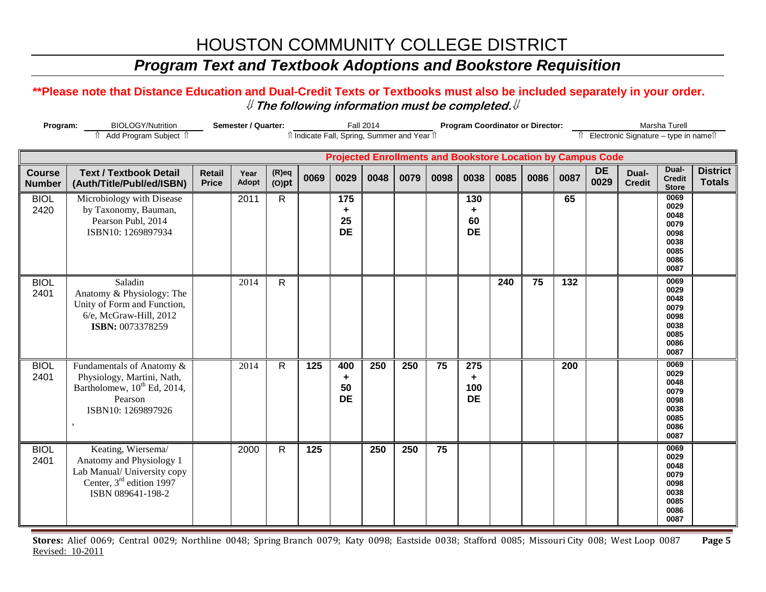# HOUSTON COMMUNITY COLLEGE DISTRICT

## *Program Text and Textbook Adoptions and Bookstore Requisition*

**\*\*Please note that Distance Education and Dual-Credit Texts or Textbooks must also be included separately in your order.**

***⇓ The following information must be completed.⇓***

**Program:** BIOLOGY/Nutrition  **Semester / Quarter:** Fall 2014  **Program Coordinator or Director:** Marsha Turell

⇑ Add Program Subject ⇑  ⇑ Indicate Fall, Spring, Summer and Year ⇑  ⇑ Electronic Signature – type in name⇑

| | | | | | Projected Enrollments and Bookstore Location by Campus Code | | | | | | | | | | | | | |
|---|---|---|---|---|---|---|---|---|---|---|---|---|---|---|---|---|---|---|
| **Course Number** | **Text / Textbook Detail (Auth/Title/Publ/ed/ISBN)** | **Retail Price** | **Year Adopt** | **(R)eq (O)pt** | **0069** | **0029** | **0048** | **0079** | **0098** | **0038** | **0085** | **0086** | **0087** | **DE 0029** | **Dual-Credit** | **Dual-Credit Store** | **District Totals** |
| BIOL 2420 | Microbiology with Disease by Taxonomy, Bauman, Pearson Publ, 2014 ISBN10: 1269897934 | | 2011 | R | | 175 + 25 DE | | | | 130 + 60 DE | | | 65 | | | 0069 0029 0048 0079 0098 0038 0085 0086 0087 | |
| BIOL 2401 | Saladin Anatomy & Physiology: The Unity of Form and Function, 6/e, McGraw-Hill, 2012 **ISBN:** 0073378259 | | 2014 | R | | | | | | | 240 | 75 | 132 | | | 0069 0029 0048 0079 0098 0038 0085 0086 0087 | |
| BIOL 2401 | Fundamentals of Anatomy & Physiology, Martini, Nath, Bartholomew, 10th Ed, 2014, Pearson ISBN10: 1269897926 , | | 2014 | R | 125 | 400 + 50 DE | 250 | 250 | 75 | 275 + 100 DE | | | 200 | | | 0069 0029 0048 0079 0098 0038 0085 0086 0087 | |
| BIOL 2401 | Keating, Wiersema/ Anatomy and Physiology 1 Lab Manual/ University copy Center, 3rd edition 1997 ISBN 089641-198-2 | | 2000 | R | 125 | | 250 | 250 | 75 | | | | | | | 0069 0029 0048 0079 0098 0038 0085 0086 0087 | |

**Stores:** Alief 0069; Central 0029; Northline 0048; Spring Branch 0079; Katy 0098; Eastside 0038; Stafford 0085; Missouri City 008; West Loop 0087

Revised: 10-2011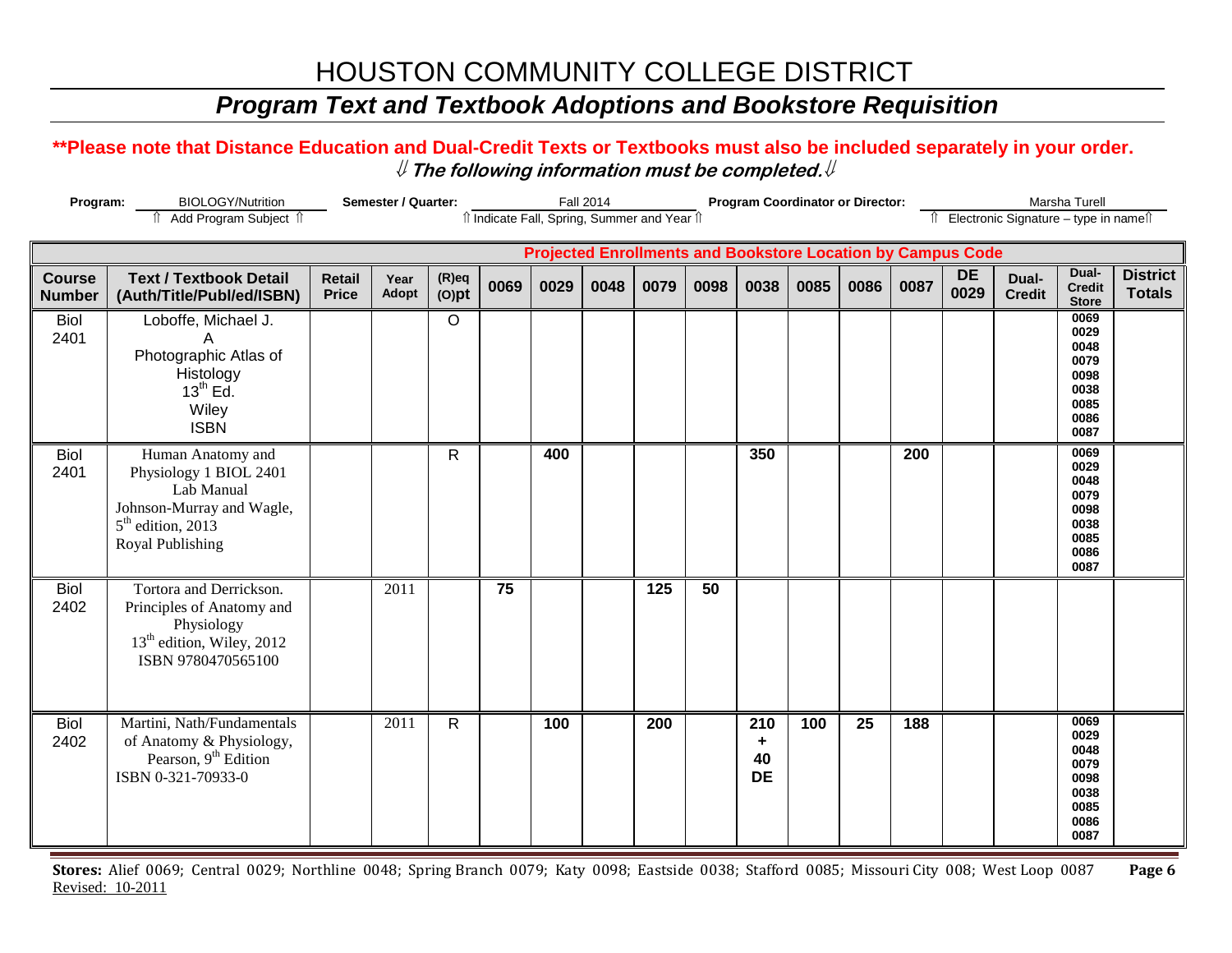# HOUSTON COMMUNITY COLLEGE DISTRICT

## *Program Text and Textbook Adoptions and Bookstore Requisition*

**\*\*Please note that Distance Education and Dual-Credit Texts or Textbooks must also be included separately in your order.**

***⇓ The following information must be completed.⇓***

**Program:** BIOLOGY/Nutrition (⇑ Add Program Subject ⇑) **Semester / Quarter:** Fall 2014 (⇑ Indicate Fall, Spring, Summer and Year ⇑) **Program Coordinator or Director:** Marsha Turell (⇑ Electronic Signature – type in name⇑)

| | | | | | Projected Enrollments and Bookstore Location by Campus Code | | | | | | | | | | | | | |
|---|---|---|---|---|---|---|---|---|---|---|---|---|---|---|---|---|---|---|
| **Course Number** | **Text / Textbook Detail (Auth/Title/Publ/ed/ISBN)** | **Retail Price** | **Year Adopt** | **(R)eq (O)pt** | **0069** | **0029** | **0048** | **0079** | **0098** | **0038** | **0085** | **0086** | **0087** | **DE 0029** | **Dual-Credit** | **Dual-Credit Store** | **District Totals** |
| Biol 2401 | Loboffe, Michael J. A Photographic Atlas of Histology 13th Ed. Wiley ISBN | | | O | | | | | | | | | | | | 0069 0029 0048 0079 0098 0038 0085 0086 0087 | |
| Biol 2401 | Human Anatomy and Physiology 1 BIOL 2401 Lab Manual Johnson-Murray and Wagle, 5th edition, 2013 Royal Publishing | | | R | | 400 | | | | 350 | | | 200 | | | 0069 0029 0048 0079 0098 0038 0085 0086 0087 | |
| Biol 2402 | Tortora and Derrickson. Principles of Anatomy and Physiology 13th edition, Wiley, 2012 ISBN 9780470565100 | | 2011 | | 75 | | | 125 | 50 | | | | | | | | |
| Biol 2402 | Martini, Nath/Fundamentals of Anatomy & Physiology, Pearson, 9th Edition ISBN 0-321-70933-0 | | 2011 | R | | 100 | | 200 | | 210 + 40 DE | 100 | 25 | 188 | | | 0069 0029 0048 0079 0098 0038 0085 0086 0087 | |

**Stores:** Alief 0069; Central 0029; Northline 0048; Spring Branch 0079; Katy 0098; Eastside 0038; Stafford 0085; Missouri City 008; West Loop 0087

Revised: 10-2011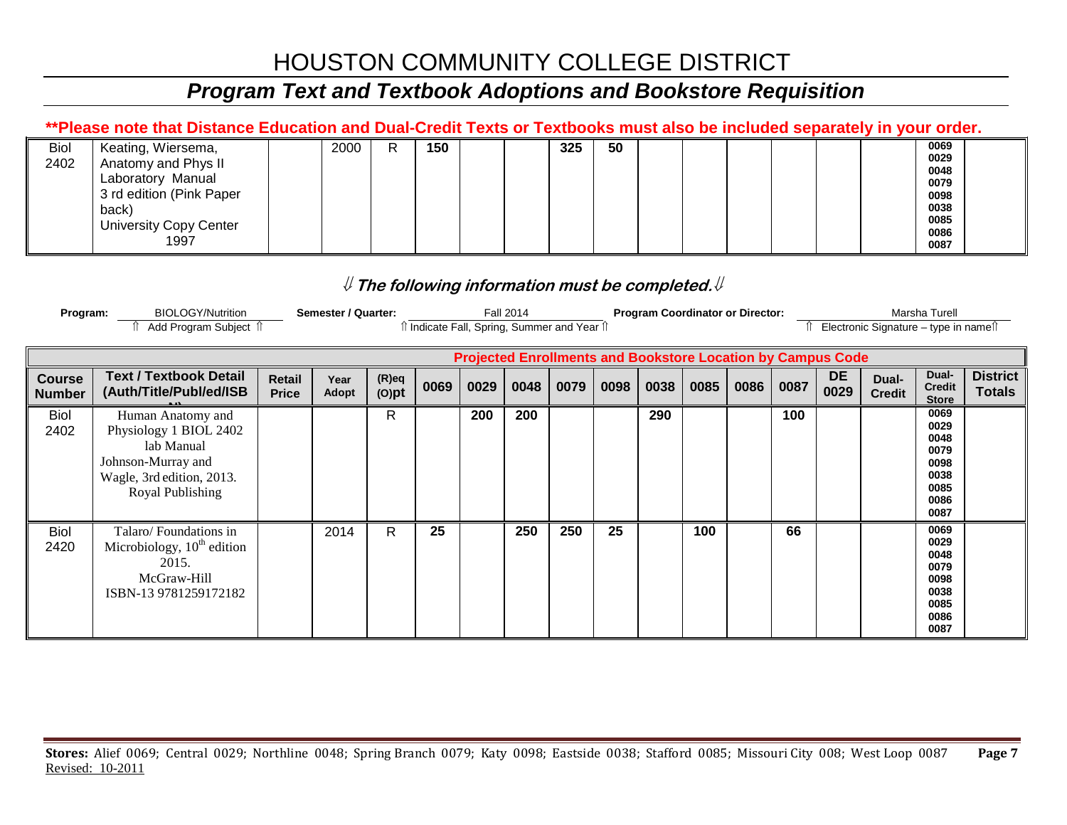# HOUSTON COMMUNITY COLLEGE DISTRICT

## *Program Text and Textbook Adoptions and Bookstore Requisition*

**\*\*Please note that Distance Education and Dual-Credit Texts or Textbooks must also be included separately in your order.**

| Biol 2402 | Keating, Wiersema, Anatomy and Phys II Laboratory Manual 3 rd edition (Pink Paper back) University Copy Center 1997 | | 2000 | R | 150 | | | 325 | 50 | | | | | | | 0069 0029 0048 0079 0098 0038 0085 0086 0087 | |
|---|---|---|---|---|---|---|---|---|---|---|---|---|---|---|---|---|---|

### ⇓ *The following information must be completed.* ⇓

**Program:** BIOLOGY/Nutrition
⇑ Add Program Subject ⇑

**Semester / Quarter:** Fall 2014
⇑ Indicate Fall, Spring, Summer and Year ⇑

**Program Coordinator or Director:** Marsha Turell
⇑ Electronic Signature – type in name⇑

| | | | | | Projected Enrollments and Bookstore Location by Campus Code | | | | | | | | | | | | |
|---|---|---|---|---|---|---|---|---|---|---|---|---|---|---|---|---|---|
| **Course Number** | **Text / Textbook Detail (Auth/Title/Publ/ed/ISBN)** | **Retail Price** | **Year Adopt** | **(R)eq (O)pt** | **0069** | **0029** | **0048** | **0079** | **0098** | **0038** | **0085** | **0086** | **0087** | **DE 0029** | **Dual-Credit** | **Dual-Credit Store** | **District Totals** |
| Biol 2402 | Human Anatomy and Physiology 1 BIOL 2402 lab Manual Johnson-Murray and Wagle, 3rd edition, 2013. Royal Publishing | | | R | | 200 | 200 | | | 290 | | | 100 | | | 0069 0029 0048 0079 0098 0038 0085 0086 0087 | |
| Biol 2420 | Talaro/ Foundations in Microbiology, 10th edition 2015. McGraw-Hill ISBN-13 9781259172182 | | 2014 | R | 25 | | 250 | 250 | 25 | | 100 | | 66 | | | 0069 0029 0048 0079 0098 0038 0085 0086 0087 | |

**Stores:** Alief 0069; Central 0029; Northline 0048; Spring Branch 0079; Katy 0098; Eastside 0038; Stafford 0085; Missouri City 008; West Loop 0087

Revised: 10-2011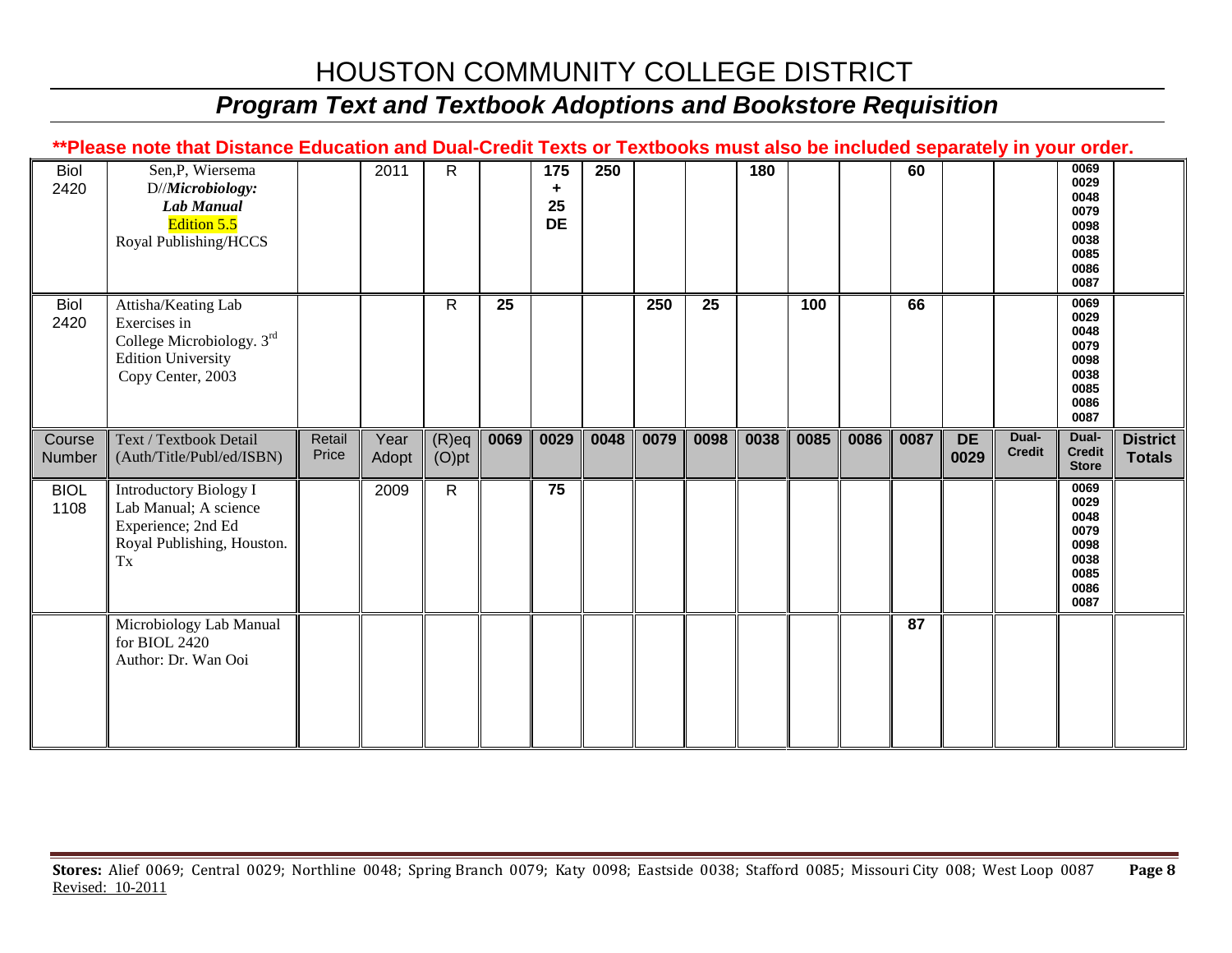# HOUSTON COMMUNITY COLLEGE DISTRICT

## *Program Text and Textbook Adoptions and Bookstore Requisition*

**\*\*Please note that Distance Education and Dual-Credit Texts or Textbooks must also be included separately in your order.**

| Course Number | Text / Textbook Detail (Auth/Title/Publ/ed/ISBN) | Retail Price | Year Adopt | (R)eq (O)pt | 0069 | 0029 | 0048 | 0079 | 0098 | 0038 | 0085 | 0086 | 0087 | DE 0029 | Dual-Credit | Dual-Credit Store | District Totals |
|---|---|---|---|---|---|---|---|---|---|---|---|---|---|---|---|---|---|
| Biol 2420 | Sen,P, Wiersema D//*Microbiology: Lab Manual* Edition 5.5 Royal Publishing/HCCS | | 2011 | R | | 175 + 25 DE | 250 | | | 180 | | | 60 | | | 0069 0029 0048 0079 0098 0038 0085 0086 0087 | |
| Biol 2420 | Attisha/Keating Lab Exercises in College Microbiology. 3rd Edition University Copy Center, 2003 | | | R | 25 | | | 250 | 25 | | 100 | | 66 | | | 0069 0029 0048 0079 0098 0038 0085 0086 0087 | |
| BIOL 1108 | Introductory Biology I Lab Manual; A science Experience; 2nd Ed Royal Publishing, Houston. Tx | | 2009 | R | | 75 | | | | | | | | | | 0069 0029 0048 0079 0098 0038 0085 0086 0087 | |
| | Microbiology Lab Manual for BIOL 2420 Author: Dr. Wan Ooi | | | | | | | | | | | | 87 | | | | |

**Stores:** Alief 0069; Central 0029; Northline 0048; Spring Branch 0079; Katy 0098; Eastside 0038; Stafford 0085; Missouri City 008; West Loop 0087

Revised: 10-2011